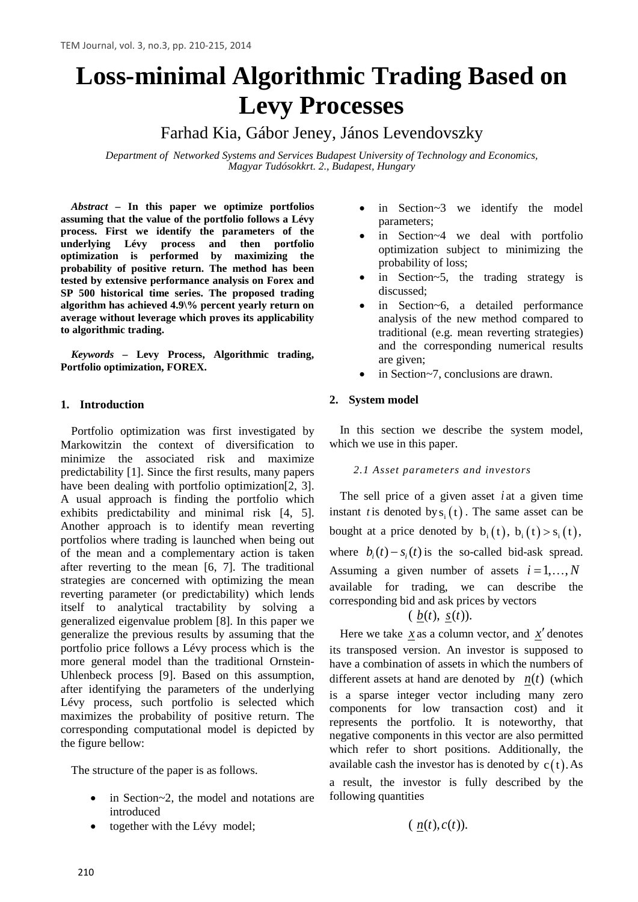# Loss-minimal Algorithmic Trading Based on Levy Processes

Farhad Kia, Gábor Jeney, János Levendovszky

*Department of Networked Systems and Services Budapest University of Technology and Economics, Magyar Tudósokkrt. 2., Budapest, Hungary*

***Abstract* – In this paper we optimize portfolios assuming that the value of the portfolio follows a Lévy process. First we identify the parameters of the underlying Lévy process and then portfolio optimization is performed by maximizing the probability of positive return. The method has been tested by extensive performance analysis on Forex and SP 500 historical time series. The proposed trading algorithm has achieved 4.9\% percent yearly return on average without leverage which proves its applicability to algorithmic trading.**

***Keywords* – Levy Process, Algorithmic trading, Portfolio optimization, FOREX.**

## 1. Introduction

Portfolio optimization was first investigated by Markowitzin the context of diversification to minimize the associated risk and maximize predictability [1]. Since the first results, many papers have been dealing with portfolio optimization[2, 3]. A usual approach is finding the portfolio which exhibits predictability and minimal risk [4, 5]. Another approach is to identify mean reverting portfolios where trading is launched when being out of the mean and a complementary action is taken after reverting to the mean [6, 7]. The traditional strategies are concerned with optimizing the mean reverting parameter (or predictability) which lends itself to analytical tractability by solving a generalized eigenvalue problem [8]. In this paper we generalize the previous results by assuming that the portfolio price follows a Lévy process which is the more general model than the traditional Ornstein-Uhlenbeck process [9]. Based on this assumption, after identifying the parameters of the underlying Lévy process, such portfolio is selected which maximizes the probability of positive return. The corresponding computational model is depicted by the figure bellow:

The structure of the paper is as follows.

- in Section~2, the model and notations are introduced
- together with the Lévy model;
- in Section~3 we identify the model parameters;
- in Section~4 we deal with portfolio optimization subject to minimizing the probability of loss;
- in Section~5, the trading strategy is discussed;
- in Section~6, a detailed performance analysis of the new method compared to traditional (e.g. mean reverting strategies) and the corresponding numerical results are given;
- in Section~7, conclusions are drawn.

## 2. System model

In this section we describe the system model, which we use in this paper.

### *2.1 Asset parameters and investors*

The sell price of a given asset $i$ at a given time instant $t$ is denoted by $s_i(t)$. The same asset can be bought at a price denoted by $b_i(t)$, $b_i(t) > s_i(t)$, where $b_i(t) - s_i(t)$ is the so-called bid-ask spread. Assuming a given number of assets $i = 1, \ldots, N$ available for trading, we can describe the corresponding bid and ask prices by vectors

$$(\underline{b}(t),\ \underline{s}(t)).$$

Here we take $\underline{x}$ as a column vector, and $\underline{x}'$ denotes its transposed version. An investor is supposed to have a combination of assets in which the numbers of different assets at hand are denoted by $\underline{n}(t)$ (which is a sparse integer vector including many zero components for low transaction cost) and it represents the portfolio. It is noteworthy, that negative components in this vector are also permitted which refer to short positions. Additionally, the available cash the investor has is denoted by $c(t)$. As a result, the investor is fully described by the following quantities

$$(\underline{n}(t), c(t)).$$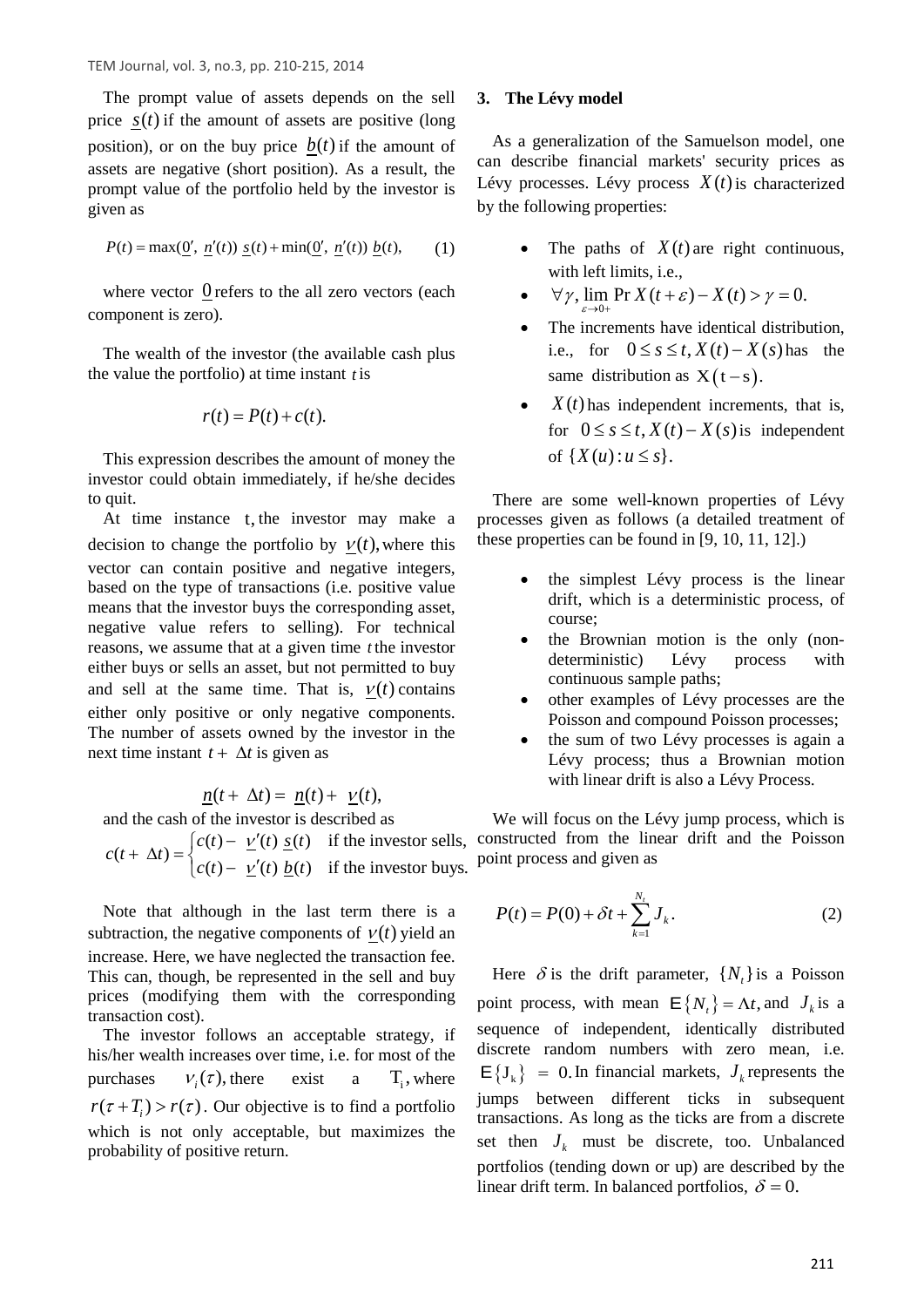The prompt value of assets depends on the sell price $\underline{s}(t)$ if the amount of assets are positive (long position), or on the buy price $\underline{b}(t)$ if the amount of assets are negative (short position). As a result, the prompt value of the portfolio held by the investor is given as

$$P(t) = \max(\underline{0}',\ \underline{n}'(t))\ \underline{s}(t) + \min(\underline{0}',\ \underline{n}'(t))\ \underline{b}(t), \qquad (1)$$

where vector $\underline{0}$ refers to the all zero vectors (each component is zero).

The wealth of the investor (the available cash plus the value the portfolio) at time instant $t$ is

$$r(t) = P(t) + c(t).$$

This expression describes the amount of money the investor could obtain immediately, if he/she decides to quit.

At time instance t, the investor may make a decision to change the portfolio by $\underline{v}(t)$, where this vector can contain positive and negative integers, based on the type of transactions (i.e. positive value means that the investor buys the corresponding asset, negative value refers to selling). For technical reasons, we assume that at a given time $t$ the investor either buys or sells an asset, but not permitted to buy and sell at the same time. That is, $\underline{v}(t)$ contains either only positive or only negative components. The number of assets owned by the investor in the next time instant $t + \Delta t$ is given as

$$\underline{n}(t + \Delta t) = \underline{n}(t) + \underline{v}(t),$$

and the cash of the investor is described as

$$c(t + \Delta t) = \begin{cases} c(t) - \underline{v}'(t)\ \underline{s}(t) & \text{if the investor sells,} \\ c(t) - \underline{v}'(t)\ \underline{b}(t) & \text{if the investor buys.} \end{cases}$$

Note that although in the last term there is a subtraction, the negative components of $\underline{v}(t)$ yield an increase. Here, we have neglected the transaction fee. This can, though, be represented in the sell and buy prices (modifying them with the corresponding transaction cost).

The investor follows an acceptable strategy, if his/her wealth increases over time, i.e. for most of the purchases $v_i(\tau)$, there exist a $T_i$, where $r(\tau + T_i) > r(\tau)$. Our objective is to find a portfolio which is not only acceptable, but maximizes the probability of positive return.

## 3. The Lévy model

As a generalization of the Samuelson model, one can describe financial markets' security prices as Lévy processes. Lévy process $X(t)$ is characterized by the following properties:

- The paths of $X(t)$ are right continuous, with left limits, i.e.,
- $\forall \gamma, \lim\limits_{\varepsilon \to 0+} \Pr X(t+\varepsilon) - X(t) > \gamma = 0.$
- The increments have identical distribution, i.e., for $0 \le s \le t, X(t) - X(s)$ has the same distribution as $X(t-s)$.
- $X(t)$ has independent increments, that is, for $0 \le s \le t, X(t) - X(s)$ is independent of $\{X(u) : u \le s\}$.

There are some well-known properties of Lévy processes given as follows (a detailed treatment of these properties can be found in [9, 10, 11, 12].)

- the simplest Lévy process is the linear drift, which is a deterministic process, of course;
- the Brownian motion is the only (non-deterministic) Lévy process with continuous sample paths;
- other examples of Lévy processes are the Poisson and compound Poisson processes;
- the sum of two Lévy processes is again a Lévy process; thus a Brownian motion with linear drift is also a Lévy Process.

We will focus on the Lévy jump process, which is constructed from the linear drift and the Poisson point process and given as

$$P(t) = P(0) + \delta t + \sum_{k=1}^{N_t} J_k. \qquad (2)$$

Here $\delta$ is the drift parameter, $\{N_t\}$ is a Poisson point process, with mean $\mathsf{E}\{N_t\} = \Lambda t$, and $J_k$ is a sequence of independent, identically distributed discrete random numbers with zero mean, i.e. $\mathsf{E}\{J_k\} = 0$. In financial markets, $J_k$ represents the jumps between different ticks in subsequent transactions. As long as the ticks are from a discrete set then $J_k$ must be discrete, too. Unbalanced portfolios (tending down or up) are described by the linear drift term. In balanced portfolios, $\delta = 0$.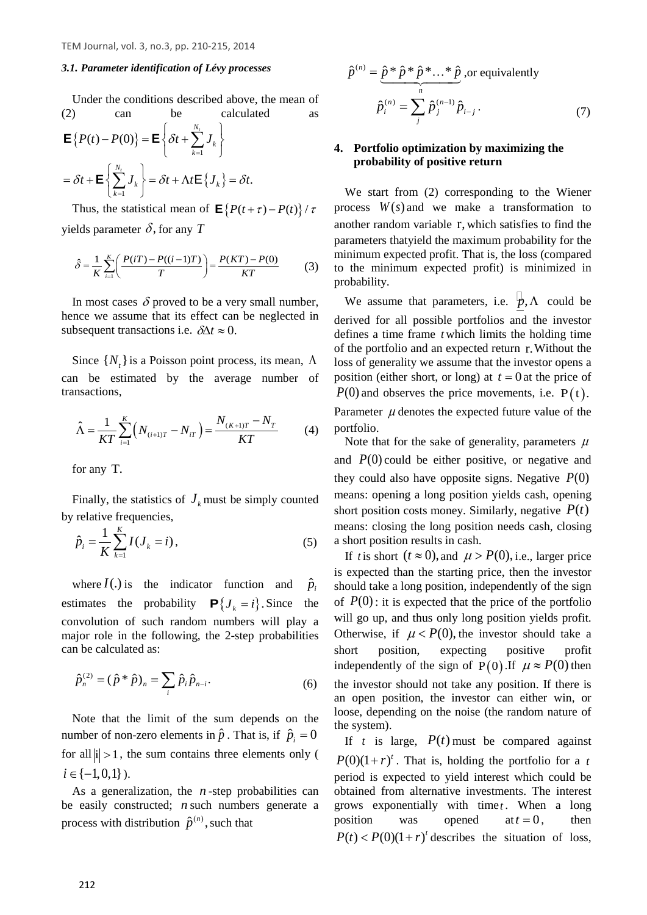### *3.1. Parameter identification of Lévy processes*

Under the conditions described above, the mean of (2) can be calculated as

$$\mathbf{E}\left\{P(t)-P(0)\right\}=\mathbf{E}\left\{\delta t+\sum_{k=1}^{N_t}J_k\right\}$$

$$=\delta t+\mathbf{E}\left\{\sum_{k=1}^{N_t}J_k\right\}=\delta t+\Lambda t\mathbf{E}\left\{J_k\right\}=\delta t.$$

Thus, the statistical mean of $\mathbf{E}\left\{P(t+\tau)-P(t)\right\}/\tau$ yields parameter $\delta$, for any $T$

$$\hat{\delta}=\frac{1}{K}\sum_{i=1}^{K}\left(\frac{P(iT)-P((i-1)T)}{T}\right)=\frac{P(KT)-P(0)}{KT} \quad (3)$$

In most cases $\delta$ proved to be a very small number, hence we assume that its effect can be neglected in subsequent transactions i.e. $\delta\Delta t\approx 0$.

Since $\{N_t\}$ is a Poisson point process, its mean, $\Lambda$ can be estimated by the average number of transactions,

$$\hat{\Lambda}=\frac{1}{KT}\sum_{i=1}^{K}\left(N_{(i+1)T}-N_{iT}\right)=\frac{N_{(K+1)T}-N_T}{KT} \quad (4)$$

for any $T$.

Finally, the statistics of $J_k$ must be simply counted by relative frequencies,

$$\hat{p}_i=\frac{1}{K}\sum_{k=1}^{K}I(J_k=i), \quad (5)$$

where $I(.)$ is the indicator function and $\hat{p}_i$ estimates the probability $\mathbf{P}\left\{J_k=i\right\}$. Since the convolution of such random numbers will play a major role in the following, the 2-step probabilities can be calculated as:

$$\hat{p}_n^{(2)}=(\hat{p}*\hat{p})_n=\sum_i\hat{p}_i\hat{p}_{n-i}. \quad (6)$$

Note that the limit of the sum depends on the number of non-zero elements in $\hat{p}$. That is, if $\hat{p}_i=0$ for all $|i|>1$, the sum contains three elements only ($i\in\{-1,0,1\}$).

As a generalization, the $n$-step probabilities can be easily constructed; $n$ such numbers generate a process with distribution $\hat{p}^{(n)}$, such that

$$\hat{p}^{(n)}=\underbrace{\hat{p}*\hat{p}*\hat{p}*\ldots*\hat{p}}_{n}\text{, or equivalently}$$

$$\hat{p}_i^{(n)}=\sum_j\hat{p}_j^{(n-1)}\hat{p}_{i-j}. \quad (7)$$

## 4. Portfolio optimization by maximizing the probability of positive return

We start from (2) corresponding to the Wiener process $W(s)$ and we make a transformation to another random variable $r$, which satisfies to find the parameters thatyield the maximum probability for the minimum expected profit. That is, the loss (compared to the minimum expected profit) is minimized in probability.

We assume that parameters, i.e. $\underline{p},\Lambda$ could be derived for all possible portfolios and the investor defines a time frame $t$ which limits the holding time of the portfolio and an expected return $r$. Without the loss of generality we assume that the investor opens a position (either short, or long) at $t=0$ at the price of $P(0)$ and observes the price movements, i.e. $P(t)$. Parameter $\mu$ denotes the expected future value of the portfolio.

Note that for the sake of generality, parameters $\mu$ and $P(0)$ could be either positive, or negative and they could also have opposite signs. Negative $P(0)$ means: opening a long position yields cash, opening short position costs money. Similarly, negative $P(t)$ means: closing the long position needs cash, closing a short position results in cash.

If $t$ is short $(t\approx 0)$, and $\mu>P(0)$, i.e., larger price is expected than the starting price, then the investor should take a long position, independently of the sign of $P(0)$: it is expected that the price of the portfolio will go up, and thus only long position yields profit. Otherwise, if $\mu<P(0)$, the investor should take a short position, expecting positive profit independently of the sign of $P(0)$. If $\mu\approx P(0)$ then the investor should not take any position. If there is an open position, the investor can either win, or loose, depending on the noise (the random nature of the system).

If $t$ is large, $P(t)$ must be compared against $P(0)(1+r)^t$. That is, holding the portfolio for a $t$ period is expected to yield interest which could be obtained from alternative investments. The interest grows exponentially with time $t$. When a long position was opened at $t=0$, then $P(t)<P(0)(1+r)^t$ describes the situation of loss,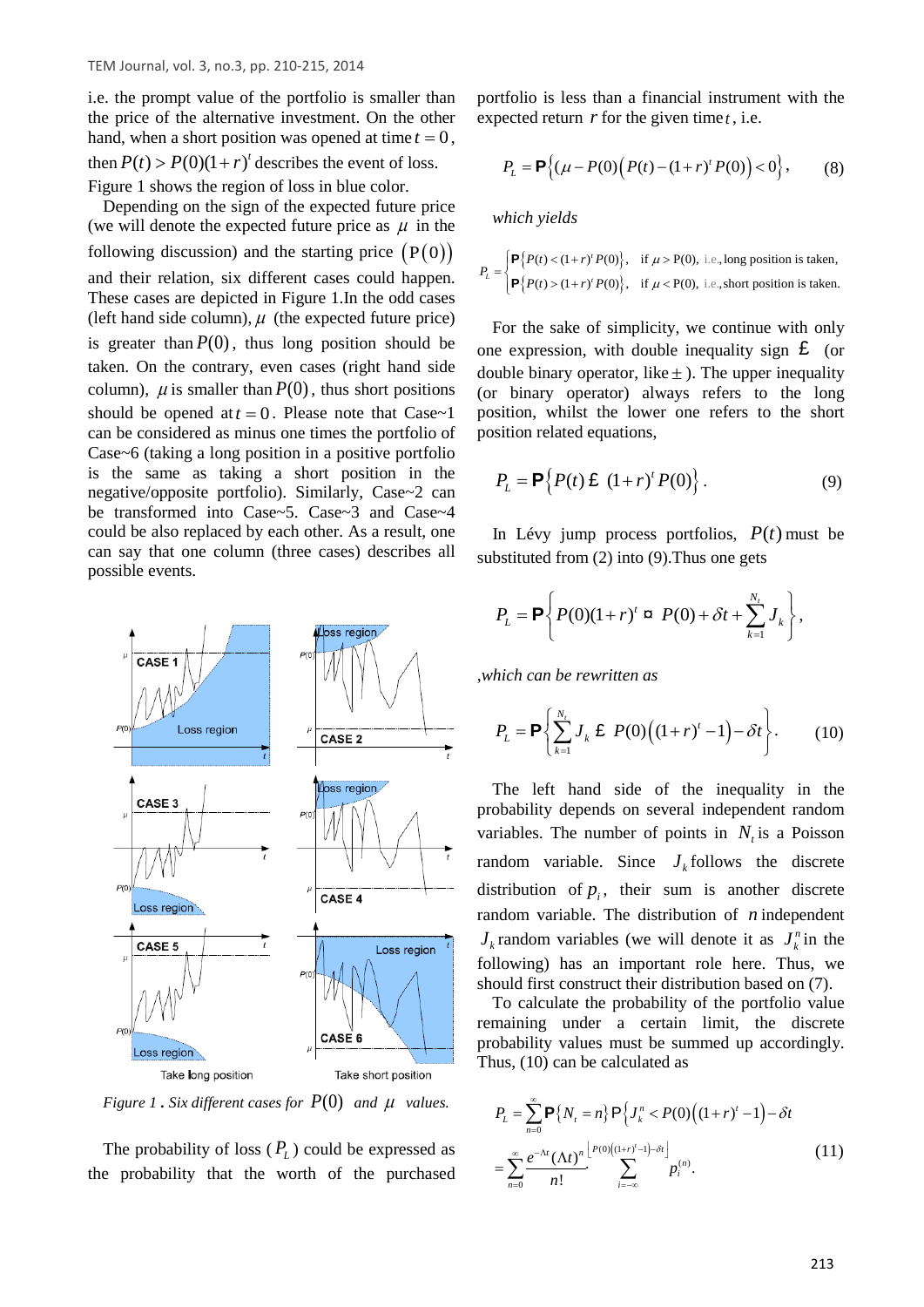i.e. the prompt value of the portfolio is smaller than the price of the alternative investment. On the other hand, when a short position was opened at time $t = 0$, then $P(t) > P(0)(1+r)^t$ describes the event of loss. Figure 1 shows the region of loss in blue color.

Depending on the sign of the expected future price (we will denote the expected future price as $\mu$ in the following discussion) and the starting price $(P(0))$ and their relation, six different cases could happen. These cases are depicted in Figure 1.In the odd cases (left hand side column), $\mu$ (the expected future price) is greater than $P(0)$, thus long position should be taken. On the contrary, even cases (right hand side column), $\mu$ is smaller than $P(0)$, thus short positions should be opened at $t = 0$. Please note that Case~1 can be considered as minus one times the portfolio of Case~6 (taking a long position in a positive portfolio is the same as taking a short position in the negative/opposite portfolio). Similarly, Case~2 can be transformed into Case~5. Case~3 and Case~4 could be also replaced by each other. As a result, one can say that one column (three cases) describes all possible events.

*Figure 1 . Six different cases for $P(0)$ and $\mu$ values.*

The probability of loss ($P_L$) could be expressed as the probability that the worth of the purchased portfolio is less than a financial instrument with the expected return $r$ for the given time $t$, i.e.

$$P_L = \mathbf{P}\left\{(\mu - P(0)\left(P(t) - (1+r)^t P(0)\right) < 0\right\}, \qquad (8)$$

*which yields*

$$P_L = \begin{cases} \mathbf{P}\left\{P(t) < (1+r)^t P(0)\right\}, & \text{if } \mu > \mathrm{P}(0), \text{ i.e., long position is taken,} \\ \mathbf{P}\left\{P(t) > (1+r)^t P(0)\right\}, & \text{if } \mu < \mathrm{P}(0), \text{ i.e., short position is taken.} \end{cases}$$

For the sake of simplicity, we continue with only one expression, with double inequality sign $\lessgtr$ (or double binary operator, like $\pm$). The upper inequality (or binary operator) always refers to the long position, whilst the lower one refers to the short position related equations,

$$P_L = \mathbf{P}\left\{P(t) \lessgtr (1+r)^t P(0)\right\}. \qquad (9)$$

In Lévy jump process portfolios, $P(t)$ must be substituted from (2) into (9).Thus one gets

$$P_L = \mathbf{P}\left\{P(0)(1+r)^t \gtrless P(0) + \delta t + \sum_{k=1}^{N_t} J_k\right\},$$

*,which can be rewritten as*

$$P_L = \mathbf{P}\left\{\sum_{k=1}^{N_t} J_k \lessgtr P(0)\left((1+r)^t - 1\right) - \delta t\right\}. \qquad (10)$$

The left hand side of the inequality in the probability depends on several independent random variables. The number of points in $N_t$ is a Poisson random variable. Since $J_k$ follows the discrete distribution of $p_i$, their sum is another discrete random variable. The distribution of $n$ independent $J_k$ random variables (we will denote it as $J_k^n$ in the following) has an important role here. Thus, we should first construct their distribution based on (7).

To calculate the probability of the portfolio value remaining under a certain limit, the discrete probability values must be summed up accordingly. Thus, (10) can be calculated as

$$\begin{aligned} P_L &= \sum_{n=0}^{\infty} \mathbf{P}\left\{N_t = n\right\} \mathbf{P}\left\{J_k^n < P(0)\left((1+r)^t - 1\right) - \delta t\right. \\ &= \sum_{n=0}^{\infty} \frac{e^{-\Lambda t}(\Lambda t)^n}{n!} \sum_{i=-\infty}^{\left\lfloor P(0)\left((1+r)^t - 1\right) - \delta t \right\rfloor} p_i^{(n)}. \end{aligned} \qquad (11)$$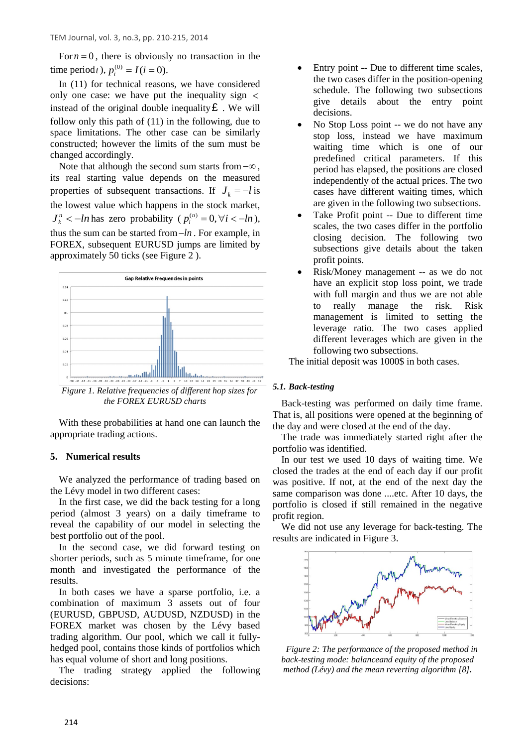For $n = 0$, there is obviously no transaction in the time period $t$), $p_i^{(0)} = I(i = 0)$.

In (11) for technical reasons, we have considered only one case: we have put the inequality sign $<$ instead of the original double inequality $\pounds$. We will follow only this path of (11) in the following, due to space limitations. The other case can be similarly constructed; however the limits of the sum must be changed accordingly.

Note that although the second sum starts from $-\infty$, its real starting value depends on the measured properties of subsequent transactions. If $J_k = -l$ is the lowest value which happens in the stock market, $J_k^n < -ln$ has zero probability ($p_i^{(n)} = 0, \forall i < -ln$), thus the sum can be started from $-ln$. For example, in FOREX, subsequent EURUSD jumps are limited by approximately 50 ticks (see Figure 2 ).

*Figure 1. Relative frequencies of different hop sizes for the FOREX EURUSD charts*

With these probabilities at hand one can launch the appropriate trading actions.

## 5. Numerical results

We analyzed the performance of trading based on the Lévy model in two different cases:

In the first case, we did the back testing for a long period (almost 3 years) on a daily timeframe to reveal the capability of our model in selecting the best portfolio out of the pool.

In the second case, we did forward testing on shorter periods, such as 5 minute timeframe, for one month and investigated the performance of the results.

In both cases we have a sparse portfolio, i.e. a combination of maximum 3 assets out of four (EURUSD, GBPUSD, AUDUSD, NZDUSD) in the FOREX market was chosen by the Lévy based trading algorithm. Our pool, which we call it fully-hedged pool, contains those kinds of portfolios which has equal volume of short and long positions.

The trading strategy applied the following decisions:

- Entry point -- Due to different time scales, the two cases differ in the position-opening schedule. The following two subsections give details about the entry point decisions.
- No Stop Loss point -- we do not have any stop loss, instead we have maximum waiting time which is one of our predefined critical parameters. If this period has elapsed, the positions are closed independently of the actual prices. The two cases have different waiting times, which are given in the following two subsections.
- Take Profit point -- Due to different time scales, the two cases differ in the portfolio closing decision. The following two subsections give details about the taken profit points.
- Risk/Money management -- as we do not have an explicit stop loss point, we trade with full margin and thus we are not able to really manage the risk. Risk management is limited to setting the leverage ratio. The two cases applied different leverages which are given in the following two subsections.

The initial deposit was 1000$ in both cases.

### 5.1. Back-testing

Back-testing was performed on daily time frame. That is, all positions were opened at the beginning of the day and were closed at the end of the day.

The trade was immediately started right after the portfolio was identified.

In our test we used 10 days of waiting time. We closed the trades at the end of each day if our profit was positive. If not, at the end of the next day the same comparison was done ....etc. After 10 days, the portfolio is closed if still remained in the negative profit region.

We did not use any leverage for back-testing. The results are indicated in Figure 3.

*Figure 2: The performance of the proposed method in back-testing mode: balanceand equity of the proposed method (Lévy) and the mean reverting algorithm [8].*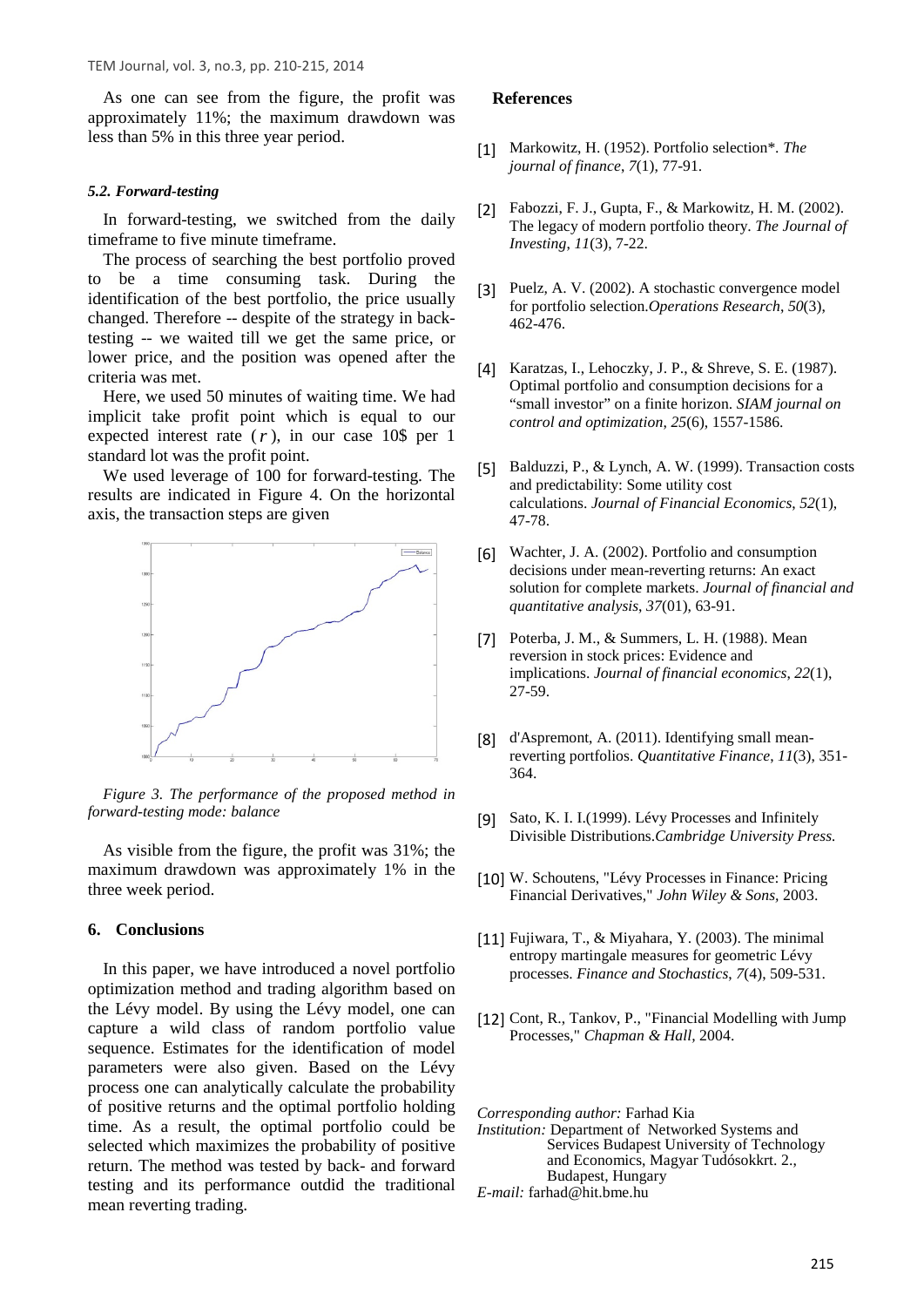As one can see from the figure, the profit was approximately 11%; the maximum drawdown was less than 5% in this three year period.

### *5.2. Forward-testing*

In forward-testing, we switched from the daily timeframe to five minute timeframe.

The process of searching the best portfolio proved to be a time consuming task. During the identification of the best portfolio, the price usually changed. Therefore -- despite of the strategy in back-testing -- we waited till we get the same price, or lower price, and the position was opened after the criteria was met.

Here, we used 50 minutes of waiting time. We had implicit take profit point which is equal to our expected interest rate ( $r$ ), in our case 10$ per 1 standard lot was the profit point.

We used leverage of 100 for forward-testing. The results are indicated in Figure 4. On the horizontal axis, the transaction steps are given

Balance

*Figure 3. The performance of the proposed method in forward-testing mode: balance*

As visible from the figure, the profit was 31%; the maximum drawdown was approximately 1% in the three week period.

## 6. Conclusions

In this paper, we have introduced a novel portfolio optimization method and trading algorithm based on the Lévy model. By using the Lévy model, one can capture a wild class of random portfolio value sequence. Estimates for the identification of model parameters were also given. Based on the Lévy process one can analytically calculate the probability of positive returns and the optimal portfolio holding time. As a result, the optimal portfolio could be selected which maximizes the probability of positive return. The method was tested by back- and forward testing and its performance outdid the traditional mean reverting trading.

## References

[1] Markowitz, H. (1952). Portfolio selection\*. *The journal of finance*, *7*(1), 77-91.

[2] Fabozzi, F. J., Gupta, F., & Markowitz, H. M. (2002). The legacy of modern portfolio theory. *The Journal of Investing*, *11*(3), 7-22.

[3] Puelz, A. V. (2002). A stochastic convergence model for portfolio selection.*Operations Research*, *50*(3), 462-476.

[4] Karatzas, I., Lehoczky, J. P., & Shreve, S. E. (1987). Optimal portfolio and consumption decisions for a "small investor" on a finite horizon. *SIAM journal on control and optimization*, *25*(6), 1557-1586.

[5] Balduzzi, P., & Lynch, A. W. (1999). Transaction costs and predictability: Some utility cost calculations. *Journal of Financial Economics*, *52*(1), 47-78.

[6] Wachter, J. A. (2002). Portfolio and consumption decisions under mean-reverting returns: An exact solution for complete markets. *Journal of financial and quantitative analysis*, *37*(01), 63-91.

[7] Poterba, J. M., & Summers, L. H. (1988). Mean reversion in stock prices: Evidence and implications. *Journal of financial economics*, *22*(1), 27-59.

[8] d'Aspremont, A. (2011). Identifying small mean-reverting portfolios. *Quantitative Finance*, *11*(3), 351-364.

[9] Sato, K. I. I.(1999). Lévy Processes and Infinitely Divisible Distributions.*Cambridge University Press.*

[10] W. Schoutens, "Lévy Processes in Finance: Pricing Financial Derivatives," *John Wiley & Sons,* 2003.

[11] Fujiwara, T., & Miyahara, Y. (2003). The minimal entropy martingale measures for geometric Lévy processes. *Finance and Stochastics*, *7*(4), 509-531.

[12] Cont, R., Tankov, P., "Financial Modelling with Jump Processes," *Chapman & Hall,* 2004.

*Corresponding author:* Farhad Kia
*Institution:* Department of Networked Systems and Services Budapest University of Technology and Economics, Magyar Tudósokkrt. 2., Budapest, Hungary
*E-mail:* farhad@hit.bme.hu